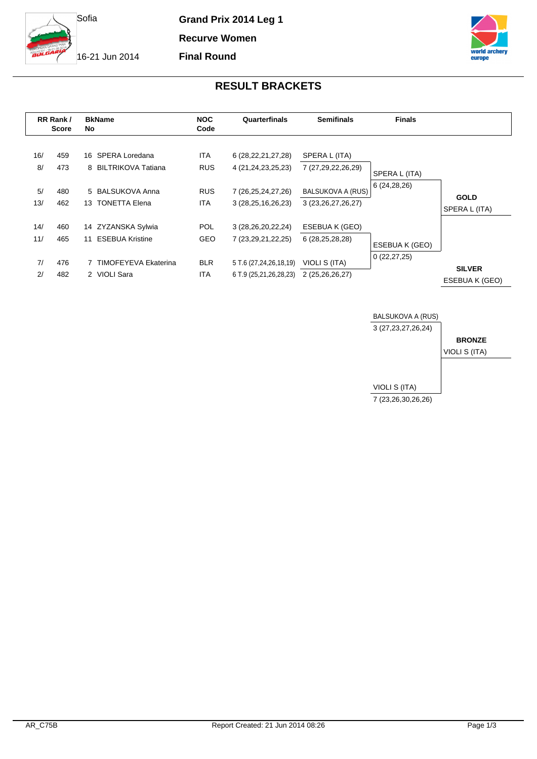Sofia

16-21 Jun 2014

**Grand Prix 2014 Leg 1**

**Recurve Women**

**Final Round**

## RESULT BRACKETS

| RR Rank / | Score | BkNo | Name | NOC Code | Quarterfinals | Semifinals | Finals | |
|---|---|---|---|---|---|---|---|---|
| 16/ | 459 | 16 | SPERA Loredana | ITA | 6 (28,22,21,27,28) | SPERA L (ITA) | | |
| 8/ | 473 | 8 | BILTRIKOVA Tatiana | RUS | 4 (21,24,23,25,23) | 7 (27,29,22,26,29) | SPERA L (ITA) | |
| | | | | | | | 6 (24,28,26) | |
| 5/ | 480 | 5 | BALSUKOVA Anna | RUS | 7 (26,25,24,27,26) | BALSUKOVA A (RUS) | | **GOLD** |
| 13/ | 462 | 13 | TONETTA Elena | ITA | 3 (28,25,16,26,23) | 3 (23,26,27,26,27) | | SPERA L (ITA) |
| 14/ | 460 | 14 | ZYZANSKA Sylwia | POL | 3 (28,26,20,22,24) | ESEBUA K (GEO) | | |
| 11/ | 465 | 11 | ESEBUA Kristine | GEO | 7 (23,29,21,22,25) | 6 (28,25,28,28) | ESEBUA K (GEO) | |
| | | | | | | | 0 (22,27,25) | |
| 7/ | 476 | 7 | TIMOFEYEVA Ekaterina | BLR | 5 T.6 (27,24,26,18,19) | VIOLI S (ITA) | | **SILVER** |
| 2/ | 482 | 2 | VIOLI Sara | ITA | 6 T.9 (25,21,26,28,23) | 2 (25,26,26,27) | | ESEBUA K (GEO) |

| Bronze Match | |
|---|---|
| BALSUKOVA A (RUS) | |
| 3 (27,23,27,26,24) | **BRONZE** |
| | VIOLI S (ITA) |
| VIOLI S (ITA) | |
| 7 (23,26,30,26,26) | |

AR_C75B

Report Created: 21 Jun 2014 08:26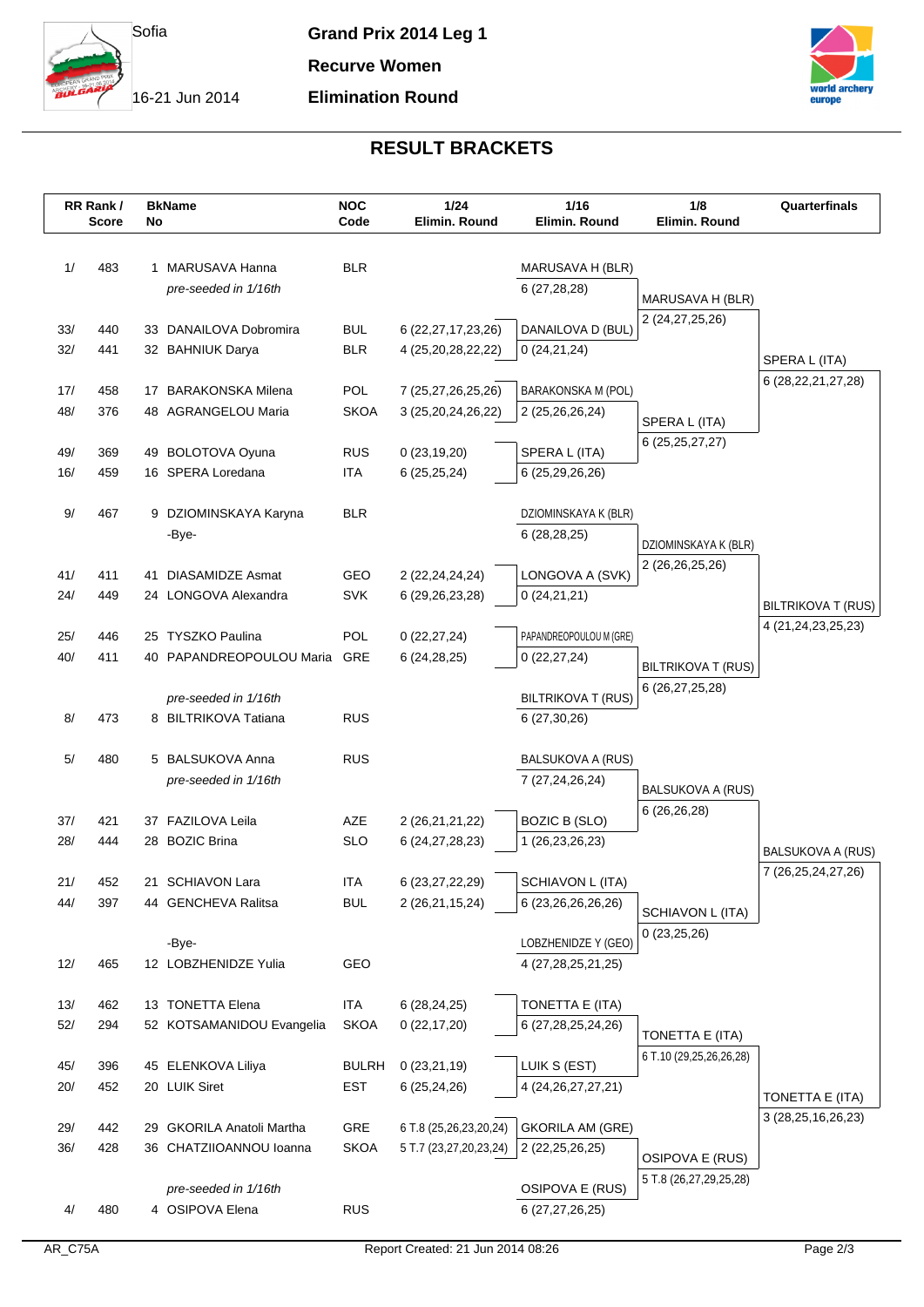Sofia

16-21 Jun 2014

**Grand Prix 2014 Leg 1**

**Recurve Women**

**Elimination Round**

## RESULT BRACKETS

| RR Rank / | Score | BkNo | Name | NOC Code | 1/24 Elimin. Round | 1/16 Elimin. Round | 1/8 Elimin. Round | Quarterfinals |
|---|---|---|---|---|---|---|---|---|
| 1/ | 483 | 1 | MARUSAVA Hanna | BLR | | MARUSAVA H (BLR) | | |
| | | | *pre-seeded in 1/16th* | | | 6 (27,28,28) | MARUSAVA H (BLR) | |
| | | | | | | | 2 (24,27,25,26) | |
| 33/ | 440 | 33 | DANAILOVA Dobromira | BUL | 6 (22,27,17,23,26) | DANAILOVA D (BUL) | | |
| 32/ | 441 | 32 | BAHNIUK Darya | BLR | 4 (25,20,28,22,22) | 0 (24,21,24) | | SPERA L (ITA) |
| | | | | | | | | 6 (28,22,21,27,28) |
| 17/ | 458 | 17 | BARAKONSKA Milena | POL | 7 (25,27,26,25,26) | BARAKONSKA M (POL) | | |
| 48/ | 376 | 48 | AGRANGELOU Maria | SKOA | 3 (25,20,24,26,22) | 2 (25,26,26,24) | SPERA L (ITA) | |
| | | | | | | | 6 (25,25,27,27) | |
| 49/ | 369 | 49 | BOLOTOVA Oyuna | RUS | 0 (23,19,20) | SPERA L (ITA) | | |
| 16/ | 459 | 16 | SPERA Loredana | ITA | 6 (25,25,24) | 6 (25,29,26,26) | | |
| 9/ | 467 | 9 | DZIOMINSKAYA Karyna | BLR | | DZIOMINSKAYA K (BLR) | | |
| | | | -Bye- | | | 6 (28,28,25) | DZIOMINSKAYA K (BLR) | |
| | | | | | | | 2 (26,26,25,26) | |
| 41/ | 411 | 41 | DIASAMIDZE Asmat | GEO | 2 (22,24,24,24) | LONGOVA A (SVK) | | |
| 24/ | 449 | 24 | LONGOVA Alexandra | SVK | 6 (29,26,23,28) | 0 (24,21,21) | | BILTRIKOVA T (RUS) |
| | | | | | | | | 4 (21,24,23,25,23) |
| 25/ | 446 | 25 | TYSZKO Paulina | POL | 0 (22,27,24) | PAPANDREOPOULOU M (GRE) | | |
| 40/ | 411 | 40 | PAPANDREOPOULOU Maria | GRE | 6 (24,28,25) | 0 (22,27,24) | BILTRIKOVA T (RUS) | |
| | | | | | | | 6 (26,27,25,28) | |
| | | | *pre-seeded in 1/16th* | | | BILTRIKOVA T (RUS) | | |
| 8/ | 473 | 8 | BILTRIKOVA Tatiana | RUS | | 6 (27,30,26) | | |
| 5/ | 480 | 5 | BALSUKOVA Anna | RUS | | BALSUKOVA A (RUS) | | |
| | | | *pre-seeded in 1/16th* | | | 7 (27,24,26,24) | BALSUKOVA A (RUS) | |
| | | | | | | | 6 (26,26,28) | |
| 37/ | 421 | 37 | FAZILOVA Leila | AZE | 2 (26,21,21,22) | BOZIC B (SLO) | | |
| 28/ | 444 | 28 | BOZIC Brina | SLO | 6 (24,27,28,23) | 1 (26,23,26,23) | | BALSUKOVA A (RUS) |
| | | | | | | | | 7 (26,25,24,27,26) |
| 21/ | 452 | 21 | SCHIAVON Lara | ITA | 6 (23,27,22,29) | SCHIAVON L (ITA) | | |
| 44/ | 397 | 44 | GENCHEVA Ralitsa | BUL | 2 (26,21,15,24) | 6 (23,26,26,26,26) | SCHIAVON L (ITA) | |
| | | | | | | | 0 (23,25,26) | |
| | | | -Bye- | | | LOBZHENIDZE Y (GEO) | | |
| 12/ | 465 | 12 | LOBZHENIDZE Yulia | GEO | | 4 (27,28,25,21,25) | | |
| 13/ | 462 | 13 | TONETTA Elena | ITA | 6 (28,24,25) | TONETTA E (ITA) | | |
| 52/ | 294 | 52 | KOTSAMANIDOU Evangelia | SKOA | 0 (22,17,20) | 6 (27,28,25,24,26) | TONETTA E (ITA) | |
| | | | | | | | 6 T.10 (29,25,26,26,28) | |
| 45/ | 396 | 45 | ELENKOVA Liliya | BULRH | 0 (23,21,19) | LUIK S (EST) | | |
| 20/ | 452 | 20 | LUIK Siret | EST | 6 (25,24,26) | 4 (24,26,27,27,21) | | TONETTA E (ITA) |
| | | | | | | | | 3 (28,25,16,26,23) |
| 29/ | 442 | 29 | GKORILA Anatoli Martha | GRE | 6 T.8 (25,26,23,20,24) | GKORILA AM (GRE) | | |
| 36/ | 428 | 36 | CHATZIIOANNOU Ioanna | SKOA | 5 T.7 (23,27,20,23,24) | 2 (22,25,26,25) | OSIPOVA E (RUS) | |
| | | | | | | | 5 T.8 (26,27,29,25,28) | |
| | | | *pre-seeded in 1/16th* | | | OSIPOVA E (RUS) | | |
| 4/ | 480 | 4 | OSIPOVA Elena | RUS | | 6 (27,27,26,25) | | |

AR_C75A Report Created: 21 Jun 2014 08:26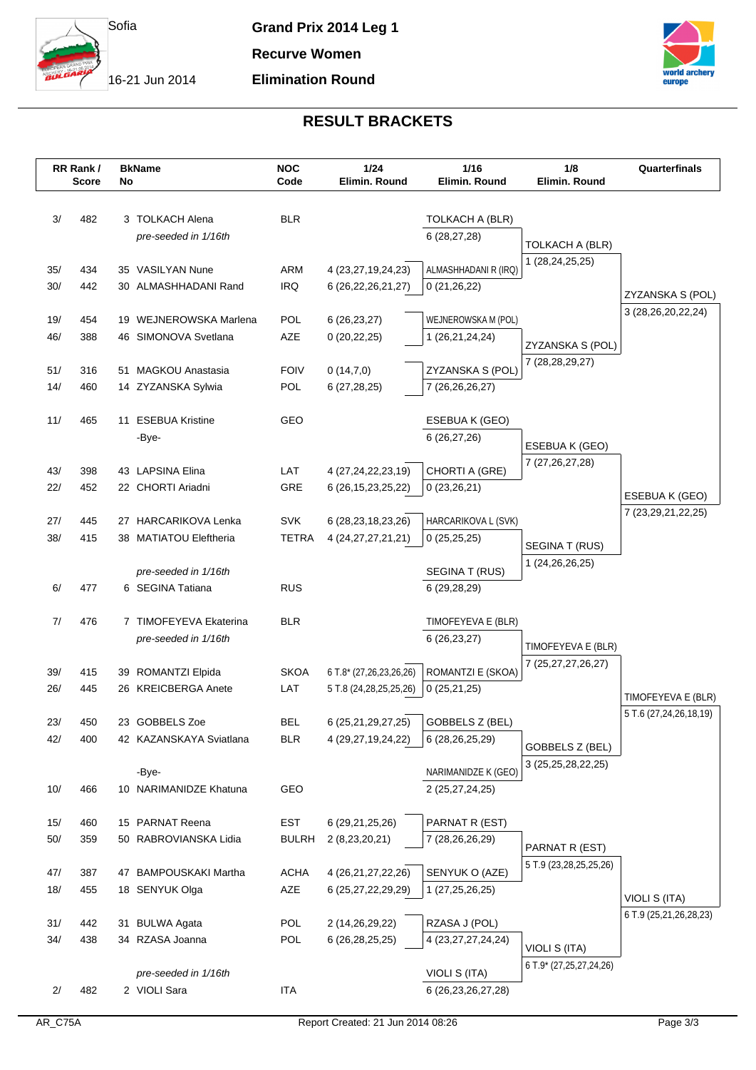Sofia

16-21 Jun 2014

**Grand Prix 2014 Leg 1**

**Recurve Women**

**Elimination Round**

## RESULT BRACKETS

| RR Rank / Score | | BkName No | | NOC Code | 1/24 Elimin. Round | 1/16 Elimin. Round | 1/8 Elimin. Round | Quarterfinals |
|---|---|---|---|---|---|---|---|---|
| 3/ | 482 | 3 | TOLKACH Alena | BLR | | TOLKACH A (BLR) | | |
| | | | *pre-seeded in 1/16th* | | | 6 (28,27,28) | TOLKACH A (BLR) | |
| 35/ | 434 | 35 | VASILYAN Nune | ARM | 4 (23,27,19,24,23) | ALMASHHADANI R (IRQ) | 1 (28,24,25,25) | |
| 30/ | 442 | 30 | ALMASHHADANI Rand | IRQ | 6 (26,22,26,21,27) | 0 (21,26,22) | | ZYZANSKA S (POL) |
| 19/ | 454 | 19 | WEJNEROWSKA Marlena | POL | 6 (26,23,27) | WEJNEROWSKA M (POL) | | 3 (28,26,20,22,24) |
| 46/ | 388 | 46 | SIMONOVA Svetlana | AZE | 0 (20,22,25) | 1 (26,21,24,24) | ZYZANSKA S (POL) | |
| 51/ | 316 | 51 | MAGKOU Anastasia | FOIV | 0 (14,7,0) | ZYZANSKA S (POL) | 7 (28,28,29,27) | |
| 14/ | 460 | 14 | ZYZANSKA Sylwia | POL | 6 (27,28,25) | 7 (26,26,26,27) | | |
| 11/ | 465 | 11 | ESEBUA Kristine | GEO | | ESEBUA K (GEO) | | |
| | | | -Bye- | | | 6 (26,27,26) | ESEBUA K (GEO) | |
| 43/ | 398 | 43 | LAPSINA Elina | LAT | 4 (27,24,22,23,19) | CHORTI A (GRE) | 7 (27,26,27,28) | |
| 22/ | 452 | 22 | CHORTI Ariadni | GRE | 6 (26,15,23,25,22) | 0 (23,26,21) | | ESEBUA K (GEO) |
| 27/ | 445 | 27 | HARCARIKOVA Lenka | SVK | 6 (28,23,18,23,26) | HARCARIKOVA L (SVK) | | 7 (23,29,21,22,25) |
| 38/ | 415 | 38 | MATIATOU Eleftheria | TETRA | 4 (24,27,27,21,21) | 0 (25,25,25) | SEGINA T (RUS) | |
| | | | *pre-seeded in 1/16th* | | | SEGINA T (RUS) | 1 (24,26,26,25) | |
| 6/ | 477 | 6 | SEGINA Tatiana | RUS | | 6 (29,28,29) | | |
| 7/ | 476 | 7 | TIMOFEYEVA Ekaterina | BLR | | TIMOFEYEVA E (BLR) | | |
| | | | *pre-seeded in 1/16th* | | | 6 (26,23,27) | TIMOFEYEVA E (BLR) | |
| 39/ | 415 | 39 | ROMANTZI Elpida | SKOA | 6 T.8* (27,26,23,26,26) | ROMANTZI E (SKOA) | 7 (25,27,27,26,27) | |
| 26/ | 445 | 26 | KREICBERGA Anete | LAT | 5 T.8 (24,28,25,25,26) | 0 (25,21,25) | | TIMOFEYEVA E (BLR) |
| 23/ | 450 | 23 | GOBBELS Zoe | BEL | 6 (25,21,29,27,25) | GOBBELS Z (BEL) | | 5 T.6 (27,24,26,18,19) |
| 42/ | 400 | 42 | KAZANSKAYA Sviatlana | BLR | 4 (29,27,19,24,22) | 6 (28,26,25,29) | GOBBELS Z (BEL) | |
| | | | -Bye- | | | NARIMANIDZE K (GEO) | 3 (25,25,28,22,25) | |
| 10/ | 466 | 10 | NARIMANIDZE Khatuna | GEO | | 2 (25,27,24,25) | | |
| 15/ | 460 | 15 | PARNAT Reena | EST | 6 (29,21,25,26) | PARNAT R (EST) | | |
| 50/ | 359 | 50 | RABROVIANSKA Lidia | BULRH | 2 (8,23,20,21) | 7 (28,26,26,29) | PARNAT R (EST) | |
| 47/ | 387 | 47 | BAMPOUSKAKI Martha | ACHA | 4 (26,21,27,22,26) | SENYUK O (AZE) | 5 T.9 (23,28,25,25,26) | |
| 18/ | 455 | 18 | SENYUK Olga | AZE | 6 (25,27,22,29,29) | 1 (27,25,26,25) | | VIOLI S (ITA) |
| 31/ | 442 | 31 | BULWA Agata | POL | 2 (14,26,29,22) | RZASA J (POL) | | 6 T.9 (25,21,26,28,23) |
| 34/ | 438 | 34 | RZASA Joanna | POL | 6 (26,28,25,25) | 4 (23,27,27,24,24) | VIOLI S (ITA) | |
| | | | *pre-seeded in 1/16th* | | | VIOLI S (ITA) | 6 T.9* (27,25,27,24,26) | |
| 2/ | 482 | 2 | VIOLI Sara | ITA | | 6 (26,23,26,27,28) | | |

AR_C75A Report Created: 21 Jun 2014 08:26